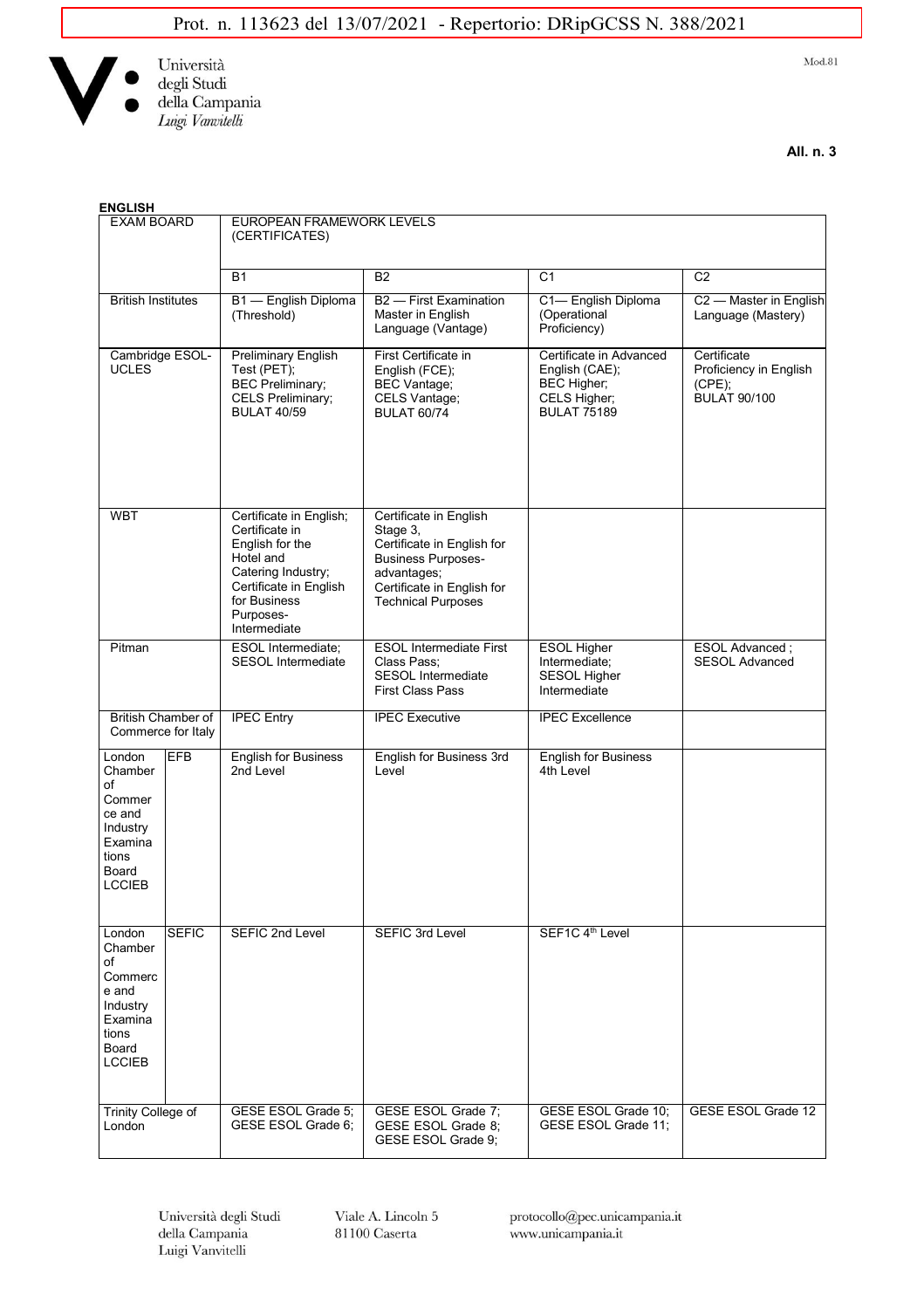Prot. n. 113623 del 13/07/2021 - Repertorio: DRipGCSS N. 388/2021

Università degli Studi della Campania *Luigi Vanvitelli*

Mod.81

**All. n. 3**

**ENGLISH**

| EXAM BOARD | | EUROPEAN FRAMEWORK LEVELS (CERTIFICATES) | | | |
|---|---|---|---|---|---|
| | | B1 | B2 | C1 | C2 |
| British Institutes | | B1 — English Diploma (Threshold) | B2 — First Examination Master in English Language (Vantage) | C1— English Diploma (Operational Proficiency) | C2 — Master in English Language (Mastery) |
| Cambridge ESOL-UCLES | | Preliminary English Test (PET); BEC Preliminary; CELS Preliminary; BULAT 40/59 | First Certificate in English (FCE); BEC Vantage; CELS Vantage; BULAT 60/74 | Certificate in Advanced English (CAE); BEC Higher; CELS Higher; BULAT 75189 | Certificate Proficiency in English (CPE); BULAT 90/100 |
| WBT | | Certificate in English; Certificate in English for the Hotel and Catering Industry; Certificate in English for Business Purposes-Intermediate | Certificate in English Stage 3, Certificate in English for Business Purposes-advantages; Certificate in English for Technical Purposes | | |
| Pitman | | ESOL Intermediate; SESOL Intermediate | ESOL Intermediate First Class Pass; SESOL Intermediate First Class Pass | ESOL Higher Intermediate; SESOL Higher Intermediate | ESOL Advanced ; SESOL Advanced |
| British Chamber of Commerce for Italy | | IPEC Entry | IPEC Executive | IPEC Excellence | |
| London Chamber of Commerce and Industry Examinations Board LCCIEB | EFB | English for Business 2nd Level | English for Business 3rd Level | English for Business 4th Level | |
| London Chamber of Commerce and Industry Examinations Board LCCIEB | SEFIC | SEFIC 2nd Level | SEFIC 3rd Level | SEF1C 4th Level | |
| Trinity College of London | | GESE ESOL Grade 5; GESE ESOL Grade 6; | GESE ESOL Grade 7; GESE ESOL Grade 8; GESE ESOL Grade 9; | GESE ESOL Grade 10; GESE ESOL Grade 11; | GESE ESOL Grade 12 |

Università degli Studi della Campania Luigi Vanvitelli — Viale A. Lincoln 5, 81100 Caserta — protocollo@pec.unicampania.it — www.unicampania.it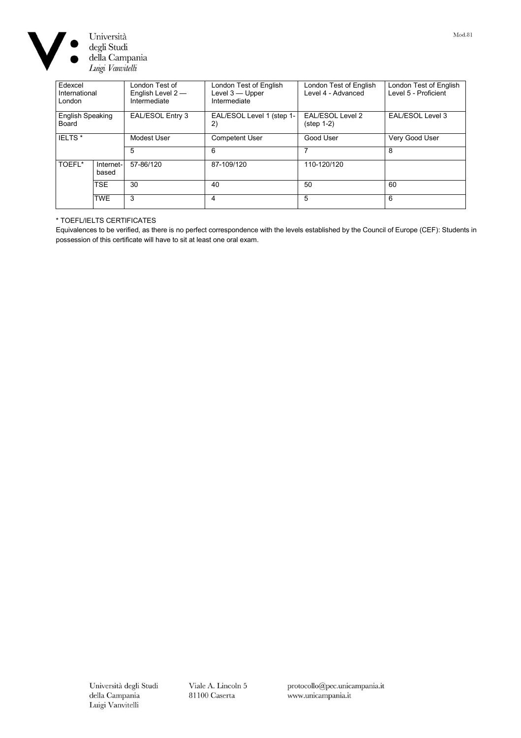| | | | | | |
|---|---|---|---|---|---|
| Edexcel International London | | London Test of English Level 2 — Intermediate | London Test of English Level 3 — Upper Intermediate | London Test of English Level 4 - Advanced | London Test of English Level 5 - Proficient |
| English Speaking Board | | EAL/ESOL Entry 3 | EAL/ESOL Level 1 (step 1-2) | EAL/ESOL Level 2 (step 1-2) | EAL/ESOL Level 3 |
| IELTS * | | Modest User | Competent User | Good User | Very Good User |
| | | 5 | 6 | 7 | 8 |
| TOEFL* | Internet-based | 57-86/120 | 87-109/120 | 110-120/120 | |
| | TSE | 30 | 40 | 50 | 60 |
| | TWE | 3 | 4 | 5 | 6 |

\* TOEFL/IELTS CERTIFICATES

Equivalences to be verified, as there is no perfect correspondence with the levels established by the Council of Europe (CEF): Students in possession of this certificate will have to sit at least one oral exam.